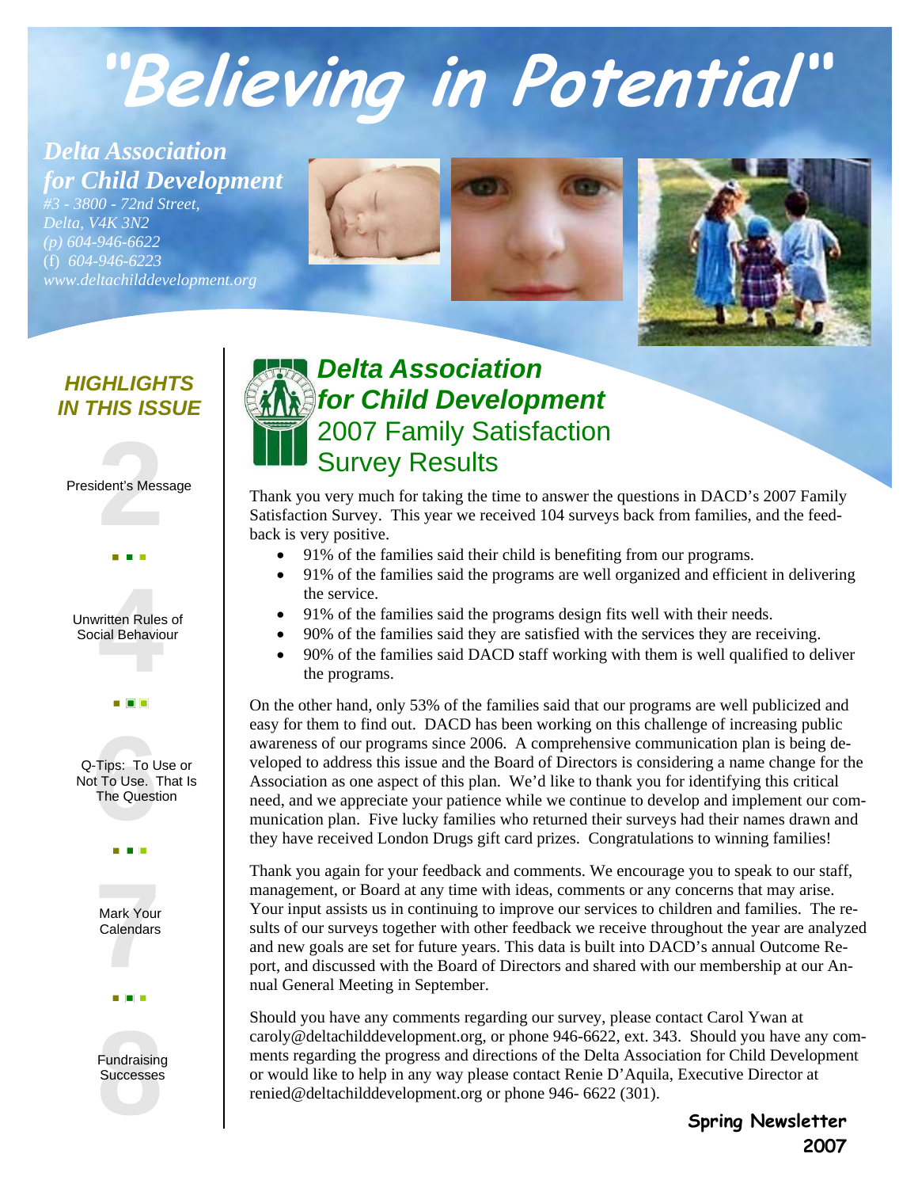# "Believing in Potential"

*Delta Association for Child Development*
*#3 - 3800 - 72nd Street,*
*Delta, V4K 3N2*
*(p) 604-946-6622*
*(f) 604-946-6223*
*www.deltachilddevelopment.org*

### HIGHLIGHTS IN THIS ISSUE

- 2 — President's Message
- 4 — Unwritten Rules of Social Behaviour
- 6 — Q-Tips: To Use or Not To Use. That Is The Question
- 7 — Mark Your Calendars
- 8 — Fundraising Successes

## *Delta Association for Child Development* 2007 Family Satisfaction Survey Results

Thank you very much for taking the time to answer the questions in DACD's 2007 Family Satisfaction Survey. This year we received 104 surveys back from families, and the feedback is very positive.

- 91% of the families said their child is benefiting from our programs.
- 91% of the families said the programs are well organized and efficient in delivering the service.
- 91% of the families said the programs design fits well with their needs.
- 90% of the families said they are satisfied with the services they are receiving.
- 90% of the families said DACD staff working with them is well qualified to deliver the programs.

On the other hand, only 53% of the families said that our programs are well publicized and easy for them to find out. DACD has been working on this challenge of increasing public awareness of our programs since 2006. A comprehensive communication plan is being developed to address this issue and the Board of Directors is considering a name change for the Association as one aspect of this plan. We'd like to thank you for identifying this critical need, and we appreciate your patience while we continue to develop and implement our communication plan. Five lucky families who returned their surveys had their names drawn and they have received London Drugs gift card prizes. Congratulations to winning families!

Thank you again for your feedback and comments. We encourage you to speak to our staff, management, or Board at any time with ideas, comments or any concerns that may arise. Your input assists us in continuing to improve our services to children and families. The results of our surveys together with other feedback we receive throughout the year are analyzed and new goals are set for future years. This data is built into DACD's annual Outcome Report, and discussed with the Board of Directors and shared with our membership at our Annual General Meeting in September.

Should you have any comments regarding our survey, please contact Carol Ywan at caroly@deltachilddevelopment.org, or phone 946-6622, ext. 343. Should you have any comments regarding the progress and directions of the Delta Association for Child Development or would like to help in any way please contact Renie D'Aquila, Executive Director at renied@deltachilddevelopment.org or phone 946- 6622 (301).

**Spring Newsletter 2007**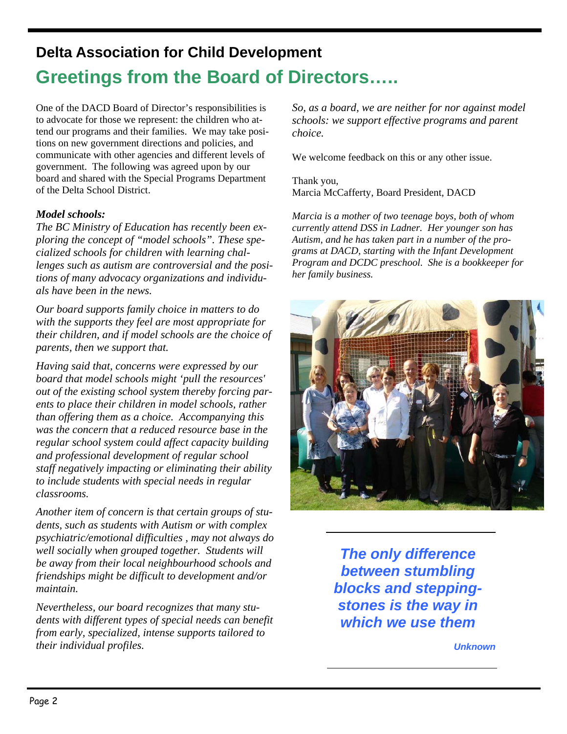## Delta Association for Child Development

# Greetings from the Board of Directors…..

One of the DACD Board of Director's responsibilities is to advocate for those we represent: the children who attend our programs and their families. We may take positions on new government directions and policies, and communicate with other agencies and different levels of government. The following was agreed upon by our board and shared with the Special Programs Department of the Delta School District.

***Model schools:***

*The BC Ministry of Education has recently been exploring the concept of "model schools". These specialized schools for children with learning challenges such as autism are controversial and the positions of many advocacy organizations and individuals have been in the news.*

*Our board supports family choice in matters to do with the supports they feel are most appropriate for their children, and if model schools are the choice of parents, then we support that.*

*Having said that, concerns were expressed by our board that model schools might 'pull the resources' out of the existing school system thereby forcing parents to place their children in model schools, rather than offering them as a choice. Accompanying this was the concern that a reduced resource base in the regular school system could affect capacity building and professional development of regular school staff negatively impacting or eliminating their ability to include students with special needs in regular classrooms.*

*Another item of concern is that certain groups of students, such as students with Autism or with complex psychiatric/emotional difficulties , may not always do well socially when grouped together. Students will be away from their local neighbourhood schools and friendships might be difficult to development and/or maintain.*

*Nevertheless, our board recognizes that many students with different types of special needs can benefit from early, specialized, intense supports tailored to their individual profiles.*

*So, as a board, we are neither for nor against model schools: we support effective programs and parent choice.*

We welcome feedback on this or any other issue.

Thank you,
Marcia McCafferty, Board President, DACD

*Marcia is a mother of two teenage boys, both of whom currently attend DSS in Ladner. Her younger son has Autism, and he has taken part in a number of the programs at DACD, starting with the Infant Development Program and DCDC preschool. She is a bookkeeper for her family business.*

---

***The only difference between stumbling blocks and stepping-stones is the way in which we use them***

***Unknown***

---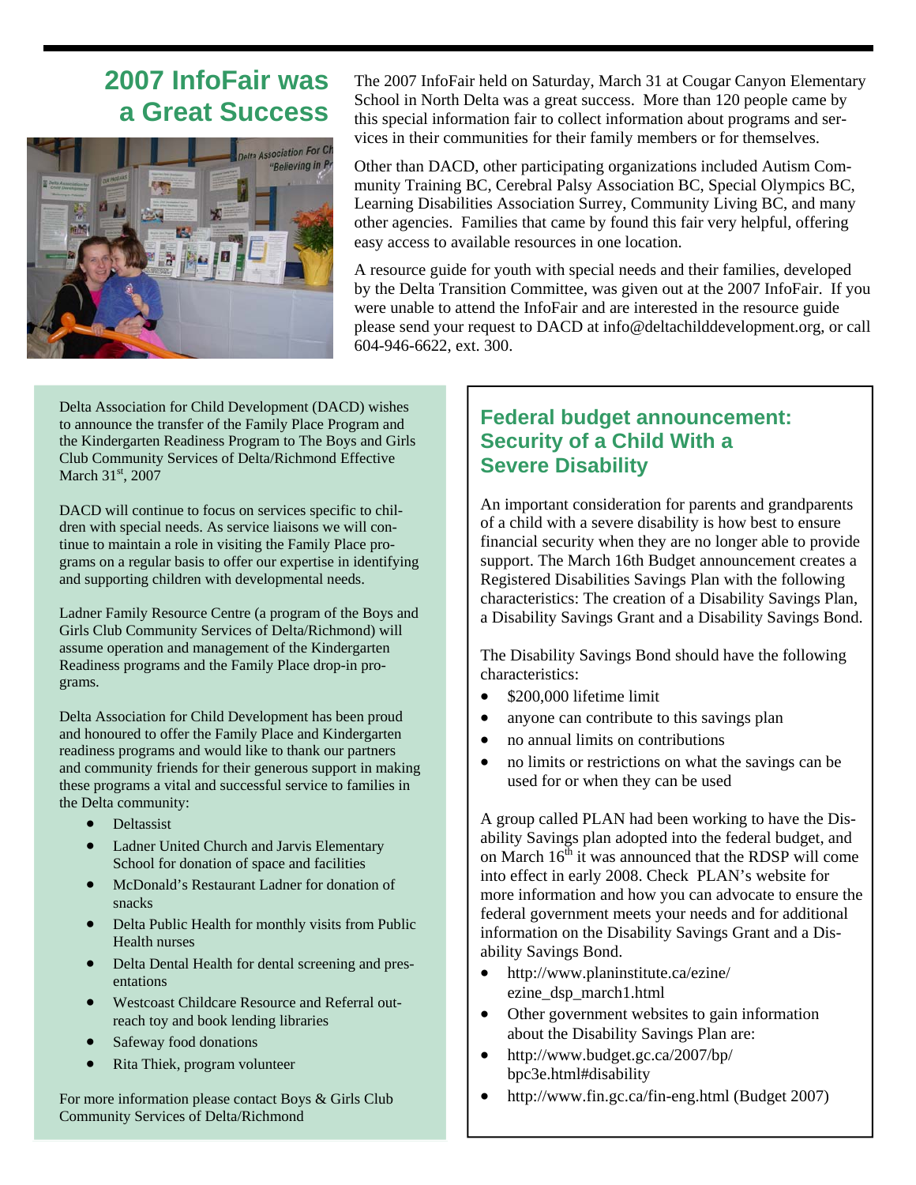## 2007 InfoFair was a Great Success

The 2007 InfoFair held on Saturday, March 31 at Cougar Canyon Elementary School in North Delta was a great success. More than 120 people came by this special information fair to collect information about programs and services in their communities for their family members or for themselves.

Other than DACD, other participating organizations included Autism Community Training BC, Cerebral Palsy Association BC, Special Olympics BC, Learning Disabilities Association Surrey, Community Living BC, and many other agencies. Families that came by found this fair very helpful, offering easy access to available resources in one location.

A resource guide for youth with special needs and their families, developed by the Delta Transition Committee, was given out at the 2007 InfoFair. If you were unable to attend the InfoFair and are interested in the resource guide please send your request to DACD at info@deltachilddevelopment.org, or call 604-946-6622, ext. 300.

Delta Association for Child Development (DACD) wishes to announce the transfer of the Family Place Program and the Kindergarten Readiness Program to The Boys and Girls Club Community Services of Delta/Richmond Effective March 31st, 2007

DACD will continue to focus on services specific to children with special needs. As service liaisons we will continue to maintain a role in visiting the Family Place programs on a regular basis to offer our expertise in identifying and supporting children with developmental needs.

Ladner Family Resource Centre (a program of the Boys and Girls Club Community Services of Delta/Richmond) will assume operation and management of the Kindergarten Readiness programs and the Family Place drop-in programs.

Delta Association for Child Development has been proud and honoured to offer the Family Place and Kindergarten readiness programs and would like to thank our partners and community friends for their generous support in making these programs a vital and successful service to families in the Delta community:

- Deltassist
- Ladner United Church and Jarvis Elementary School for donation of space and facilities
- McDonald's Restaurant Ladner for donation of snacks
- Delta Public Health for monthly visits from Public Health nurses
- Delta Dental Health for dental screening and presentations
- Westcoast Childcare Resource and Referral outreach toy and book lending libraries
- Safeway food donations
- Rita Thiek, program volunteer

For more information please contact Boys & Girls Club Community Services of Delta/Richmond

## Federal budget announcement: Security of a Child With a Severe Disability

An important consideration for parents and grandparents of a child with a severe disability is how best to ensure financial security when they are no longer able to provide support. The March 16th Budget announcement creates a Registered Disabilities Savings Plan with the following characteristics: The creation of a Disability Savings Plan, a Disability Savings Grant and a Disability Savings Bond.

The Disability Savings Bond should have the following characteristics:

- $200,000 lifetime limit
- anyone can contribute to this savings plan
- no annual limits on contributions
- no limits or restrictions on what the savings can be used for or when they can be used

A group called PLAN had been working to have the Disability Savings plan adopted into the federal budget, and on March 16th it was announced that the RDSP will come into effect in early 2008. Check PLAN's website for more information and how you can advocate to ensure the federal government meets your needs and for additional information on the Disability Savings Grant and a Disability Savings Bond.

- http://www.planinstitute.ca/ezine/ezine_dsp_march1.html
- Other government websites to gain information about the Disability Savings Plan are:
- http://www.budget.gc.ca/2007/bp/bpc3e.html#disability
- http://www.fin.gc.ca/fin-eng.html (Budget 2007)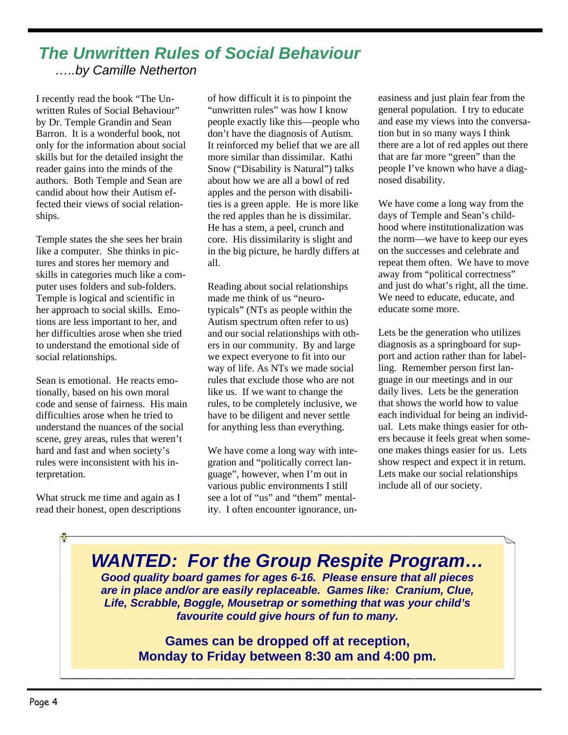# *The Unwritten Rules of Social Behaviour*

*…..by Camille Netherton*

I recently read the book "The Unwritten Rules of Social Behaviour" by Dr. Temple Grandin and Sean Barron. It is a wonderful book, not only for the information about social skills but for the detailed insight the reader gains into the minds of the authors. Both Temple and Sean are candid about how their Autism effected their views of social relationships.

Temple states the she sees her brain like a computer. She thinks in pictures and stores her memory and skills in categories much like a computer uses folders and sub-folders. Temple is logical and scientific in her approach to social skills. Emotions are less important to her, and her difficulties arose when she tried to understand the emotional side of social relationships.

Sean is emotional. He reacts emotionally, based on his own moral code and sense of fairness. His main difficulties arose when he tried to understand the nuances of the social scene, grey areas, rules that weren't hard and fast and when society's rules were inconsistent with his interpretation.

What struck me time and again as I read their honest, open descriptions of how difficult it is to pinpoint the "unwritten rules" was how I know people exactly like this—people who don't have the diagnosis of Autism. It reinforced my belief that we are all more similar than dissimilar. Kathi Snow ("Disability is Natural") talks about how we are all a bowl of red apples and the person with disabilities is a green apple. He is more like the red apples than he is dissimilar. He has a stem, a peel, crunch and core. His dissimilarity is slight and in the big picture, he hardly differs at all.

Reading about social relationships made me think of us "neurotypicals" (NTs as people within the Autism spectrum often refer to us) and our social relationships with others in our community. By and large we expect everyone to fit into our way of life. As NTs we made social rules that exclude those who are not like us. If we want to change the rules, to be completely inclusive, we have to be diligent and never settle for anything less than everything.

We have come a long way with integration and "politically correct language", however, when I'm out in various public environments I still see a lot of "us" and "them" mentality. I often encounter ignorance, uneasiness and just plain fear from the general population. I try to educate and ease my views into the conversation but in so many ways I think there are a lot of red apples out there that are far more "green" than the people I've known who have a diagnosed disability.

We have come a long way from the days of Temple and Sean's childhood where institutionalization was the norm—we have to keep our eyes on the successes and celebrate and repeat them often. We have to move away from "political correctness" and just do what's right, all the time. We need to educate, educate, and educate some more.

Lets be the generation who utilizes diagnosis as a springboard for support and action rather than for labelling. Remember person first language in our meetings and in our daily lives. Lets be the generation that shows the world how to value each individual for being an individual. Lets make things easier for others because it feels great when someone makes things easier for us. Lets show respect and expect it in return. Lets make our social relationships include all of our society.

## *WANTED: For the Group Respite Program…*

***Good quality board games for ages 6-16. Please ensure that all pieces are in place and/or are easily replaceable. Games like: Cranium, Clue, Life, Scrabble, Boggle, Mousetrap or something that was your child's favourite could give hours of fun to many.***

**Games can be dropped off at reception, Monday to Friday between 8:30 am and 4:00 pm.**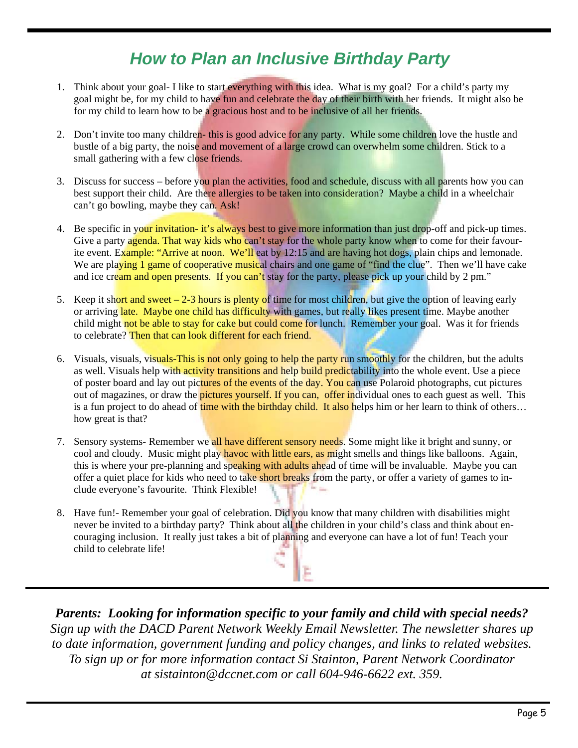# *How to Plan an Inclusive Birthday Party*

1. Think about your goal- I like to start everything with this idea. What is my goal? For a child's party my goal might be, for my child to have fun and celebrate the day of their birth with her friends. It might also be for my child to learn how to be a gracious host and to be inclusive of all her friends.

2. Don't invite too many children- this is good advice for any party. While some children love the hustle and bustle of a big party, the noise and movement of a large crowd can overwhelm some children. Stick to a small gathering with a few close friends.

3. Discuss for success – before you plan the activities, food and schedule, discuss with all parents how you can best support their child. Are there allergies to be taken into consideration? Maybe a child in a wheelchair can't go bowling, maybe they can. Ask!

4. Be specific in your invitation- it's always best to give more information than just drop-off and pick-up times. Give a party agenda. That way kids who can't stay for the whole party know when to come for their favourite event. Example: "Arrive at noon. We'll eat by 12:15 and are having hot dogs, plain chips and lemonade. We are playing 1 game of cooperative musical chairs and one game of "find the clue". Then we'll have cake and ice cream and open presents. If you can't stay for the party, please pick up your child by 2 pm."

5. Keep it short and sweet – 2-3 hours is plenty of time for most children, but give the option of leaving early or arriving late. Maybe one child has difficulty with games, but really likes present time. Maybe another child might not be able to stay for cake but could come for lunch. Remember your goal. Was it for friends to celebrate? Then that can look different for each friend.

6. Visuals, visuals, visuals-This is not only going to help the party run smoothly for the children, but the adults as well. Visuals help with activity transitions and help build predictability into the whole event. Use a piece of poster board and lay out pictures of the events of the day. You can use Polaroid photographs, cut pictures out of magazines, or draw the pictures yourself. If you can, offer individual ones to each guest as well. This is a fun project to do ahead of time with the birthday child. It also helps him or her learn to think of others… how great is that?

7. Sensory systems- Remember we all have different sensory needs. Some might like it bright and sunny, or cool and cloudy. Music might play havoc with little ears, as might smells and things like balloons. Again, this is where your pre-planning and speaking with adults ahead of time will be invaluable. Maybe you can offer a quiet place for kids who need to take short breaks from the party, or offer a variety of games to include everyone's favourite. Think Flexible!

8. Have fun!- Remember your goal of celebration. Did you know that many children with disabilities might never be invited to a birthday party? Think about all the children in your child's class and think about encouraging inclusion. It really just takes a bit of planning and everyone can have a lot of fun! Teach your child to celebrate life!

---

***Parents: Looking for information specific to your family and child with special needs?***
*Sign up with the DACD Parent Network Weekly Email Newsletter. The newsletter shares up to date information, government funding and policy changes, and links to related websites. To sign up or for more information contact Si Stainton, Parent Network Coordinator at sistainton@dccnet.com or call 604-946-6622 ext. 359.*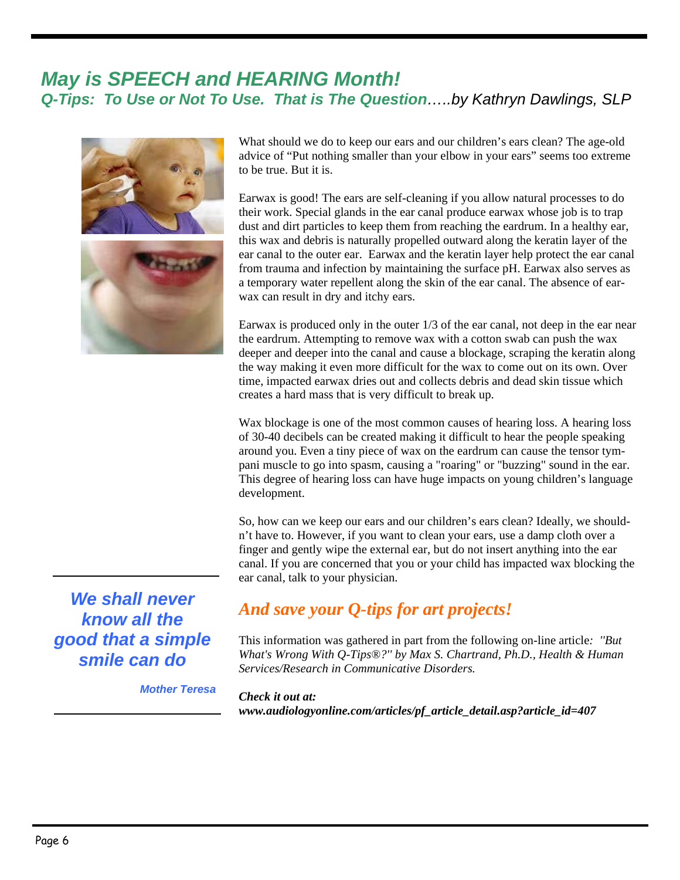# May is SPEECH and HEARING Month!

## Q-Tips: To Use or Not To Use. That is The Question…..by Kathryn Dawlings, SLP

What should we do to keep our ears and our children's ears clean? The age-old advice of "Put nothing smaller than your elbow in your ears" seems too extreme to be true. But it is.

Earwax is good! The ears are self-cleaning if you allow natural processes to do their work. Special glands in the ear canal produce earwax whose job is to trap dust and dirt particles to keep them from reaching the eardrum. In a healthy ear, this wax and debris is naturally propelled outward along the keratin layer of the ear canal to the outer ear. Earwax and the keratin layer help protect the ear canal from trauma and infection by maintaining the surface pH. Earwax also serves as a temporary water repellent along the skin of the ear canal. The absence of earwax can result in dry and itchy ears.

Earwax is produced only in the outer 1/3 of the ear canal, not deep in the ear near the eardrum. Attempting to remove wax with a cotton swab can push the wax deeper and deeper into the canal and cause a blockage, scraping the keratin along the way making it even more difficult for the wax to come out on its own. Over time, impacted earwax dries out and collects debris and dead skin tissue which creates a hard mass that is very difficult to break up.

Wax blockage is one of the most common causes of hearing loss. A hearing loss of 30-40 decibels can be created making it difficult to hear the people speaking around you. Even a tiny piece of wax on the eardrum can cause the tensor tympani muscle to go into spasm, causing a "roaring" or "buzzing" sound in the ear. This degree of hearing loss can have huge impacts on young children's language development.

So, how can we keep our ears and our children's ears clean? Ideally, we shouldn't have to. However, if you want to clean your ears, use a damp cloth over a finger and gently wipe the external ear, but do not insert anything into the ear canal. If you are concerned that you or your child has impacted wax blocking the ear canal, talk to your physician.

### *And save your Q-tips for art projects!*

This information was gathered in part from the following on-line article: *"But What's Wrong With Q-Tips®?" by Max S. Chartrand, Ph.D., Health & Human Services/Research in Communicative Disorders.*

***Check it out at:***
***www.audiologyonline.com/articles/pf_article_detail.asp?article_id=407***

---

***We shall never know all the good that a simple smile can do***

***Mother Teresa***

---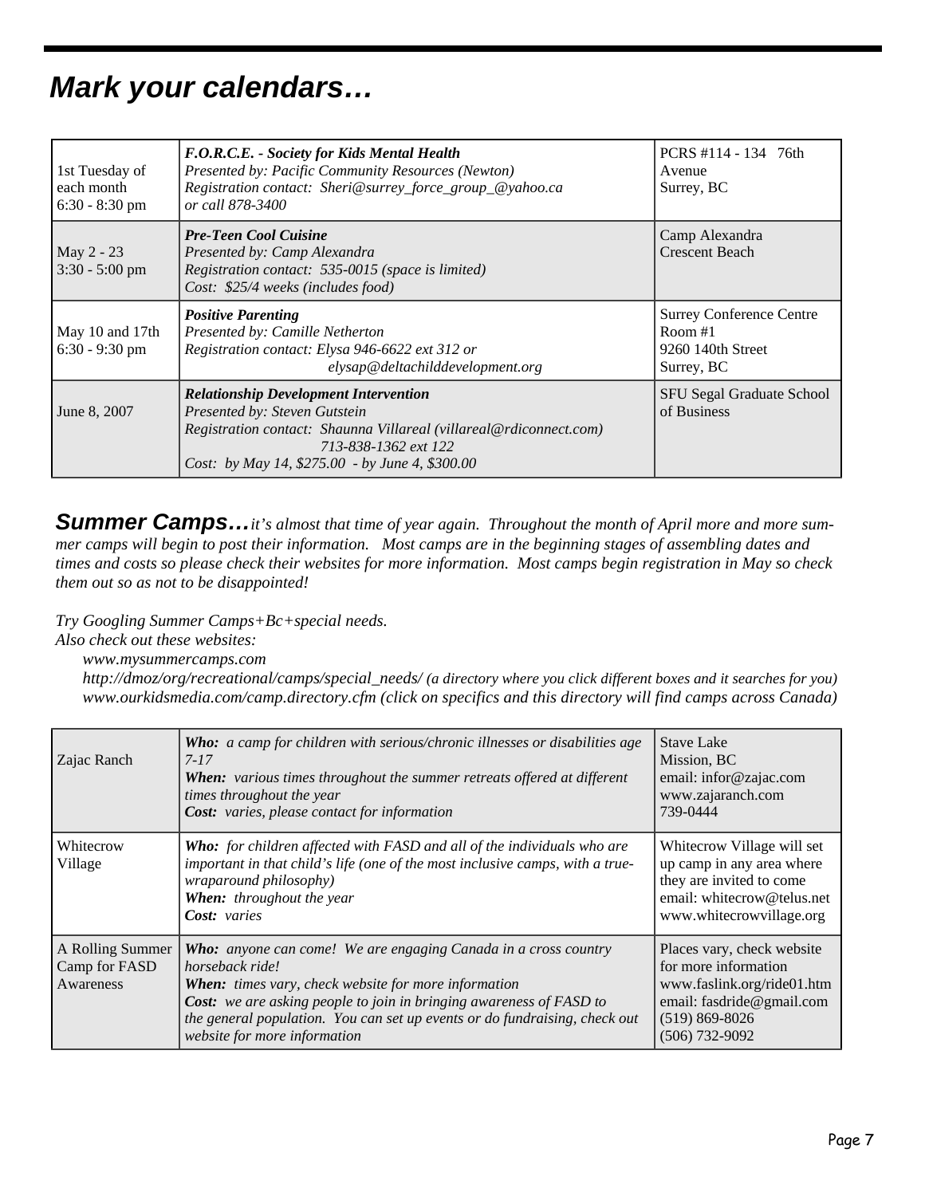# *Mark your calendars…*

| | | |
|---|---|---|
| 1st Tuesday of each month 6:30 - 8:30 pm | ***F.O.R.C.E. - Society for Kids Mental Health*** *Presented by: Pacific Community Resources (Newton)* *Registration contact: Sheri@surrey_force_group_@yahoo.ca or call 878-3400* | PCRS #114 - 134 76th Avenue Surrey, BC |
| May 2 - 23 3:30 - 5:00 pm | ***Pre-Teen Cool Cuisine*** *Presented by: Camp Alexandra* *Registration contact: 535-0015 (space is limited)* *Cost: $25/4 weeks (includes food)* | Camp Alexandra Crescent Beach |
| May 10 and 17th 6:30 - 9:30 pm | ***Positive Parenting*** *Presented by: Camille Netherton* *Registration contact: Elysa 946-6622 ext 312 or elysap@deltachilddevelopment.org* | Surrey Conference Centre Room #1 9260 140th Street Surrey, BC |
| June 8, 2007 | ***Relationship Development Intervention*** *Presented by: Steven Gutstein* *Registration contact: Shaunna Villareal (villareal@rdiconnect.com) 713-838-1362 ext 122* *Cost: by May 14, $275.00 - by June 4, $300.00* | SFU Segal Graduate School of Business |

***Summer Camps…*** *it's almost that time of year again. Throughout the month of April more and more summer camps will begin to post their information. Most camps are in the beginning stages of assembling dates and times and costs so please check their websites for more information. Most camps begin registration in May so check them out so as not to be disappointed!*

*Try Googling Summer Camps+Bc+special needs.*
*Also check out these websites:*

*www.mysummercamps.com*
*http://dmoz/org/recreational/camps/special_needs/ (a directory where you click different boxes and it searches for you)*
*www.ourkidsmedia.com/camp.directory.cfm (click on specifics and this directory will find camps across Canada)*

| | | |
|---|---|---|
| Zajac Ranch | ***Who:*** *a camp for children with serious/chronic illnesses or disabilities age 7-17* ***When:*** *various times throughout the summer retreats offered at different times throughout the year* ***Cost:*** *varies, please contact for information* | Stave Lake Mission, BC email: infor@zajac.com www.zajaranch.com 739-0444 |
| Whitecrow Village | ***Who:*** *for children affected with FASD and all of the individuals who are important in that child's life (one of the most inclusive camps, with a true-wraparound philosophy)* ***When:*** *throughout the year* ***Cost:*** *varies* | Whitecrow Village will set up camp in any area where they are invited to come email: whitecrow@telus.net www.whitecrowvillage.org |
| A Rolling Summer Camp for FASD Awareness | ***Who:*** *anyone can come! We are engaging Canada in a cross country horseback ride!* ***When:*** *times vary, check website for more information* ***Cost:*** *we are asking people to join in bringing awareness of FASD to the general population. You can set up events or do fundraising, check out website for more information* | Places vary, check website for more information www.faslink.org/ride01.htm email: fasdride@gmail.com (519) 869-8026 (506) 732-9092 |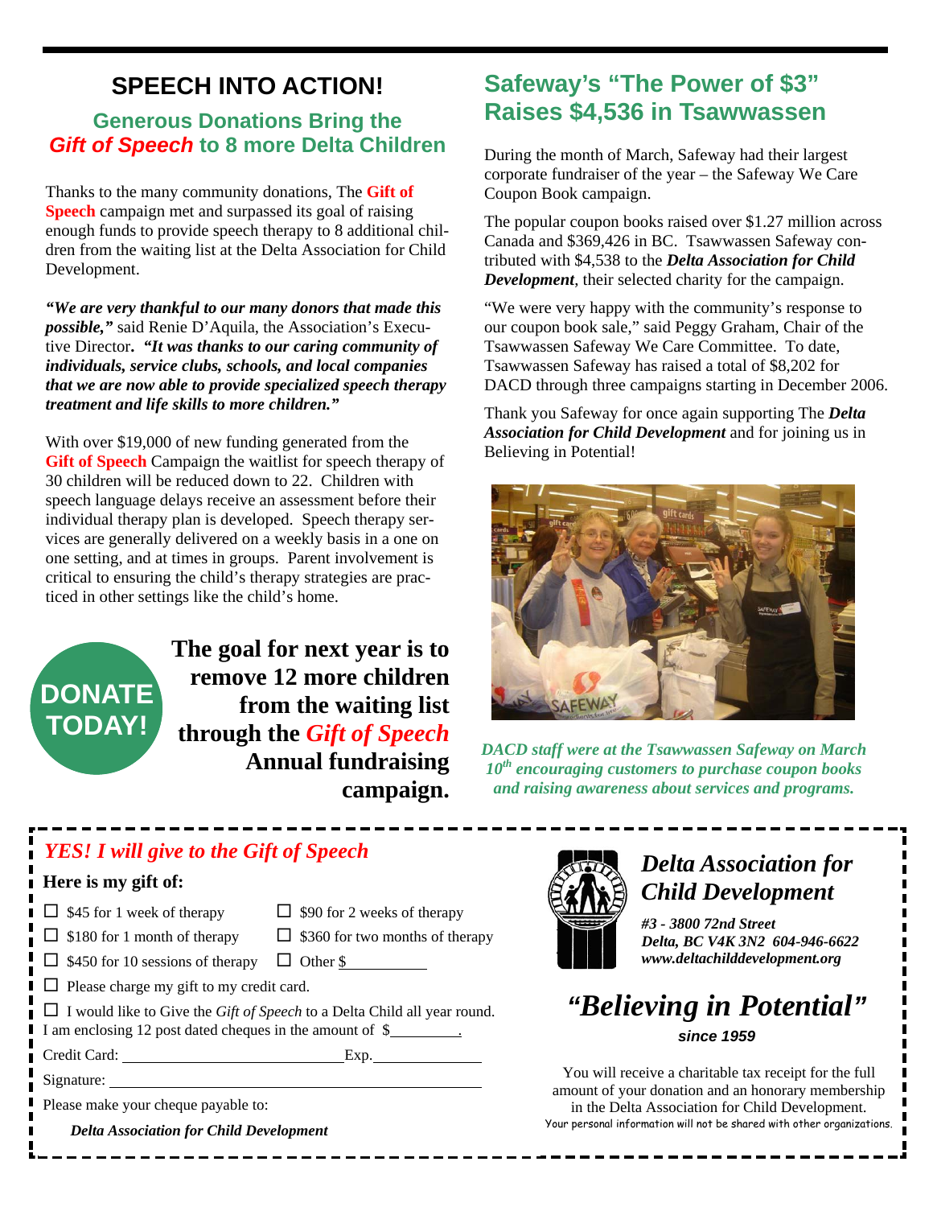## SPEECH INTO ACTION!

### Generous Donations Bring the *Gift of Speech* to 8 more Delta Children

Thanks to the many community donations, The **Gift of Speech** campaign met and surpassed its goal of raising enough funds to provide speech therapy to 8 additional children from the waiting list at the Delta Association for Child Development.

***"We are very thankful to our many donors that made this possible,"*** said Renie D'Aquila, the Association's Executive Director**.** ***"It was thanks to our caring community of individuals, service clubs, schools, and local companies that we are now able to provide specialized speech therapy treatment and life skills to more children."***

With over $19,000 of new funding generated from the **Gift of Speech** Campaign the waitlist for speech therapy of 30 children will be reduced down to 22. Children with speech language delays receive an assessment before their individual therapy plan is developed. Speech therapy services are generally delivered on a weekly basis in a one on one setting, and at times in groups. Parent involvement is critical to ensuring the child's therapy strategies are practiced in other settings like the child's home.

**DONATE TODAY!**

**The goal for next year is to remove 12 more children from the waiting list through the *Gift of Speech* Annual fundraising campaign.**

## Safeway's "The Power of $3" Raises $4,536 in Tsawwassen

During the month of March, Safeway had their largest corporate fundraiser of the year – the Safeway We Care Coupon Book campaign.

The popular coupon books raised over $1.27 million across Canada and $369,426 in BC. Tsawwassen Safeway contributed with $4,538 to the ***Delta Association for Child Development***, their selected charity for the campaign.

"We were very happy with the community's response to our coupon book sale," said Peggy Graham, Chair of the Tsawwassen Safeway We Care Committee. To date, Tsawwassen Safeway has raised a total of $8,202 for DACD through three campaigns starting in December 2006.

Thank you Safeway for once again supporting The ***Delta Association for Child Development*** and for joining us in Believing in Potential!

*DACD staff were at the Tsawwassen Safeway on March 10th encouraging customers to purchase coupon books and raising awareness about services and programs.*

---

### *YES! I will give to the Gift of Speech*

**Here is my gift of:**

- ☐ $45 for 1 week of therapy
- ☐ $90 for 2 weeks of therapy
- ☐ $180 for 1 month of therapy
- ☐ $360 for two months of therapy
- ☐ $450 for 10 sessions of therapy
- ☐ Other $__________

☐ Please charge my gift to my credit card.

☐ I would like to Give the *Gift of Speech* to a Delta Child all year round.
I am enclosing 12 post dated cheques in the amount of $________.

Credit Card: ____________________________ Exp.____________

Signature: ____________________________________________

Please make your cheque payable to:

***Delta Association for Child Development***

### *Delta Association for Child Development*

***#3 - 3800 72nd Street***
***Delta, BC V4K 3N2 604-946-6622***
***www.deltachilddevelopment.org***

## *"Believing in Potential"*

***since 1959***

You will receive a charitable tax receipt for the full amount of your donation and an honorary membership in the Delta Association for Child Development.
Your personal information will not be shared with other organizations.